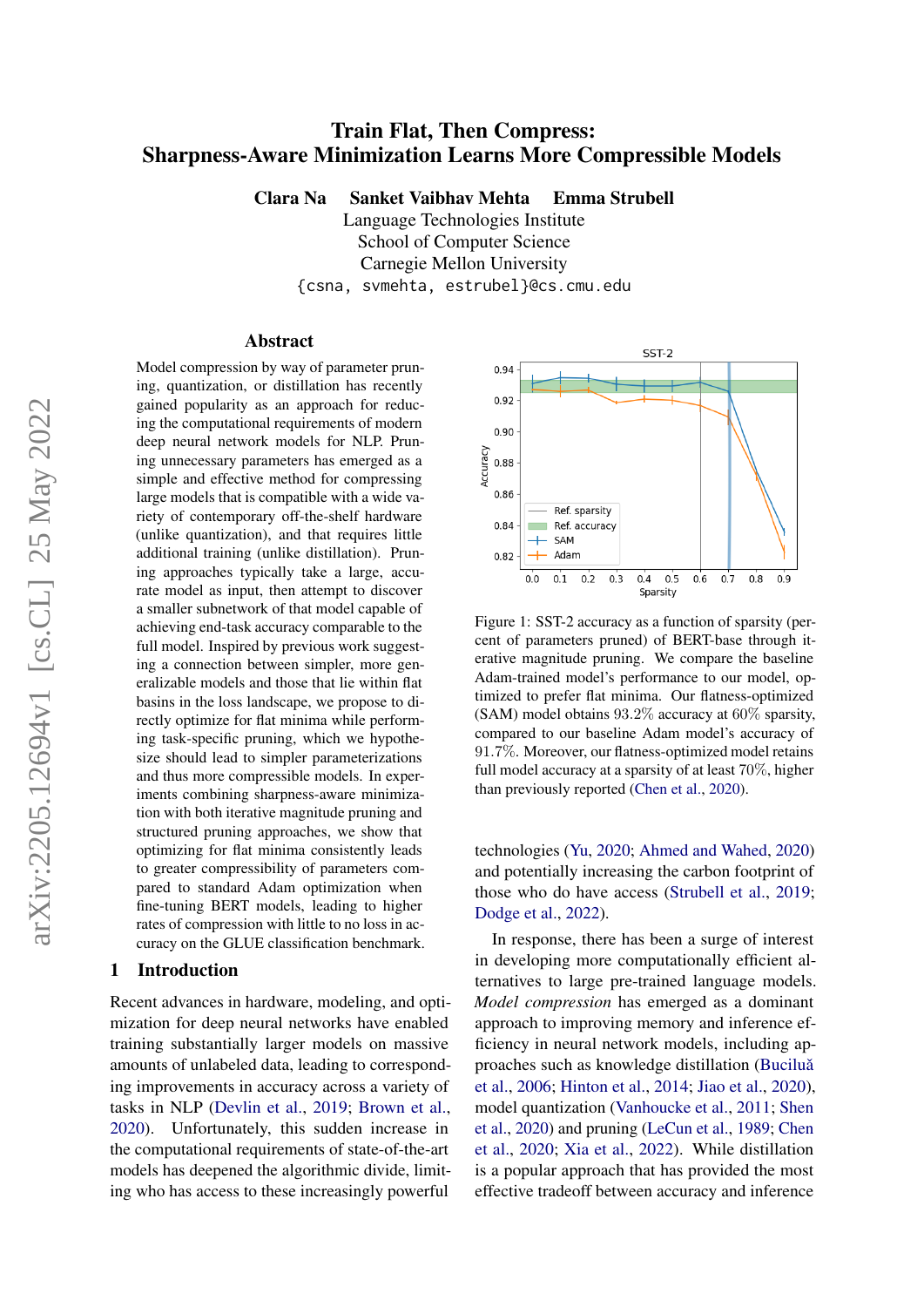# Train Flat, Then Compress: Sharpness-Aware Minimization Learns More Compressible Models

**Clara Na  Sanket Vaibhav Mehta  Emma Strubell**

Language Technologies Institute
School of Computer Science
Carnegie Mellon University
{csna, svmehta, estrubel}@cs.cmu.edu

## Abstract

Model compression by way of parameter pruning, quantization, or distillation has recently gained popularity as an approach for reducing the computational requirements of modern deep neural network models for NLP. Pruning unnecessary parameters has emerged as a simple and effective method for compressing large models that is compatible with a wide variety of contemporary off-the-shelf hardware (unlike quantization), and that requires little additional training (unlike distillation). Pruning approaches typically take a large, accurate model as input, then attempt to discover a smaller subnetwork of that model capable of achieving end-task accuracy comparable to the full model. Inspired by previous work suggesting a connection between simpler, more generalizable models and those that lie within flat basins in the loss landscape, we propose to directly optimize for flat minima while performing task-specific pruning, which we hypothesize should lead to simpler parameterizations and thus more compressible models. In experiments combining sharpness-aware minimization with both iterative magnitude pruning and structured pruning approaches, we show that optimizing for flat minima consistently leads to greater compressibility of parameters compared to standard Adam optimization when fine-tuning BERT models, leading to higher rates of compression with little to no loss in accuracy on the GLUE classification benchmark.

Figure 1: SST-2 accuracy as a function of sparsity (percent of parameters pruned) of BERT-base through iterative magnitude pruning. We compare the baseline Adam-trained model's performance to our model, optimized to prefer flat minima. Our flatness-optimized (SAM) model obtains 93.2% accuracy at 60% sparsity, compared to our baseline Adam model's accuracy of 91.7%. Moreover, our flatness-optimized model retains full model accuracy at a sparsity of at least 70%, higher than previously reported (Chen et al., 2020).

## 1 Introduction

Recent advances in hardware, modeling, and optimization for deep neural networks have enabled training substantially larger models on massive amounts of unlabeled data, leading to corresponding improvements in accuracy across a variety of tasks in NLP (Devlin et al., 2019; Brown et al., 2020). Unfortunately, this sudden increase in the computational requirements of state-of-the-art models has deepened the algorithmic divide, limiting who has access to these increasingly powerful technologies (Yu, 2020; Ahmed and Wahed, 2020) and potentially increasing the carbon footprint of those who do have access (Strubell et al., 2019; Dodge et al., 2022).

In response, there has been a surge of interest in developing more computationally efficient alternatives to large pre-trained language models. *Model compression* has emerged as a dominant approach to improving memory and inference efficiency in neural network models, including approaches such as knowledge distillation (Buciluă et al., 2006; Hinton et al., 2014; Jiao et al., 2020), model quantization (Vanhoucke et al., 2011; Shen et al., 2020) and pruning (LeCun et al., 1989; Chen et al., 2020; Xia et al., 2022). While distillation is a popular approach that has provided the most effective tradeoff between accuracy and inference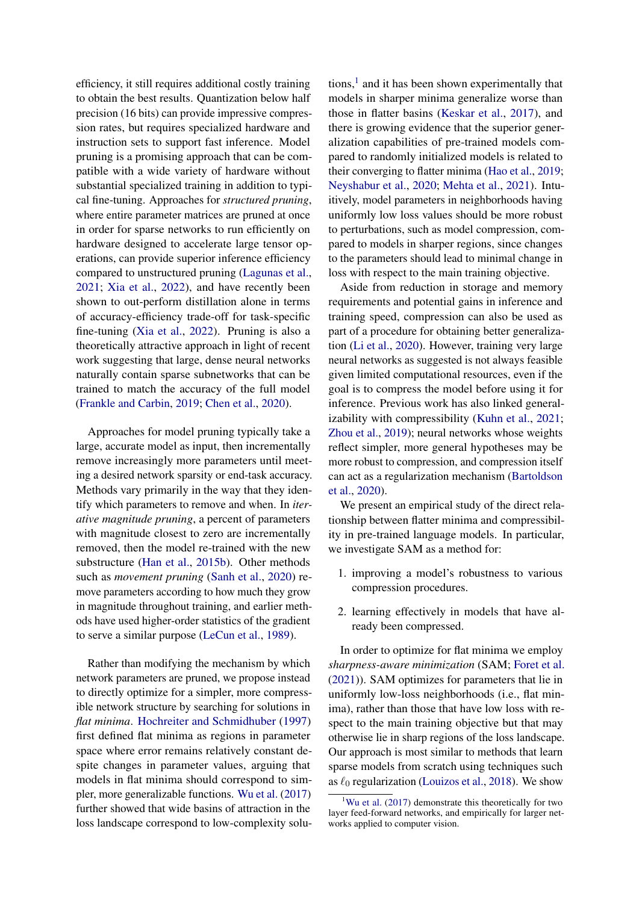efficiency, it still requires additional costly training to obtain the best results. Quantization below half precision (16 bits) can provide impressive compression rates, but requires specialized hardware and instruction sets to support fast inference. Model pruning is a promising approach that can be compatible with a wide variety of hardware without substantial specialized training in addition to typical fine-tuning. Approaches for *structured pruning*, where entire parameter matrices are pruned at once in order for sparse networks to run efficiently on hardware designed to accelerate large tensor operations, can provide superior inference efficiency compared to unstructured pruning (Lagunas et al., 2021; Xia et al., 2022), and have recently been shown to out-perform distillation alone in terms of accuracy-efficiency trade-off for task-specific fine-tuning (Xia et al., 2022). Pruning is also a theoretically attractive approach in light of recent work suggesting that large, dense neural networks naturally contain sparse subnetworks that can be trained to match the accuracy of the full model (Frankle and Carbin, 2019; Chen et al., 2020).

Approaches for model pruning typically take a large, accurate model as input, then incrementally remove increasingly more parameters until meeting a desired network sparsity or end-task accuracy. Methods vary primarily in the way that they identify which parameters to remove and when. In *iterative magnitude pruning*, a percent of parameters with magnitude closest to zero are incrementally removed, then the model re-trained with the new substructure (Han et al., 2015b). Other methods such as *movement pruning* (Sanh et al., 2020) remove parameters according to how much they grow in magnitude throughout training, and earlier methods have used higher-order statistics of the gradient to serve a similar purpose (LeCun et al., 1989).

Rather than modifying the mechanism by which network parameters are pruned, we propose instead to directly optimize for a simpler, more compressible network structure by searching for solutions in *flat minima*. Hochreiter and Schmidhuber (1997) first defined flat minima as regions in parameter space where error remains relatively constant despite changes in parameter values, arguing that models in flat minima should correspond to simpler, more generalizable functions. Wu et al. (2017) further showed that wide basins of attraction in the loss landscape correspond to low-complexity solutions,[1] and it has been shown experimentally that models in sharper minima generalize worse than those in flatter basins (Keskar et al., 2017), and there is growing evidence that the superior generalization capabilities of pre-trained models compared to randomly initialized models is related to their converging to flatter minima (Hao et al., 2019; Neyshabur et al., 2020; Mehta et al., 2021). Intuitively, model parameters in neighborhoods having uniformly low loss values should be more robust to perturbations, such as model compression, compared to models in sharper regions, since changes to the parameters should lead to minimal change in loss with respect to the main training objective.

Aside from reduction in storage and memory requirements and potential gains in inference and training speed, compression can also be used as part of a procedure for obtaining better generalization (Li et al., 2020). However, training very large neural networks as suggested is not always feasible given limited computational resources, even if the goal is to compress the model before using it for inference. Previous work has also linked generalizability with compressibility (Kuhn et al., 2021; Zhou et al., 2019); neural networks whose weights reflect simpler, more general hypotheses may be more robust to compression, and compression itself can act as a regularization mechanism (Bartoldson et al., 2020).

We present an empirical study of the direct relationship between flatter minima and compressibility in pre-trained language models. In particular, we investigate SAM as a method for:

1. improving a model's robustness to various compression procedures.
2. learning effectively in models that have already been compressed.

In order to optimize for flat minima we employ *sharpness-aware minimization* (SAM; Foret et al. (2021)). SAM optimizes for parameters that lie in uniformly low-loss neighborhoods (i.e., flat minima), rather than those that have low loss with respect to the main training objective but that may otherwise lie in sharp regions of the loss landscape. Our approach is most similar to methods that learn sparse models from scratch using techniques such as $\ell_0$ regularization (Louizos et al., 2018). We show

[1] Wu et al. (2017) demonstrate this theoretically for two layer feed-forward networks, and empirically for larger networks applied to computer vision.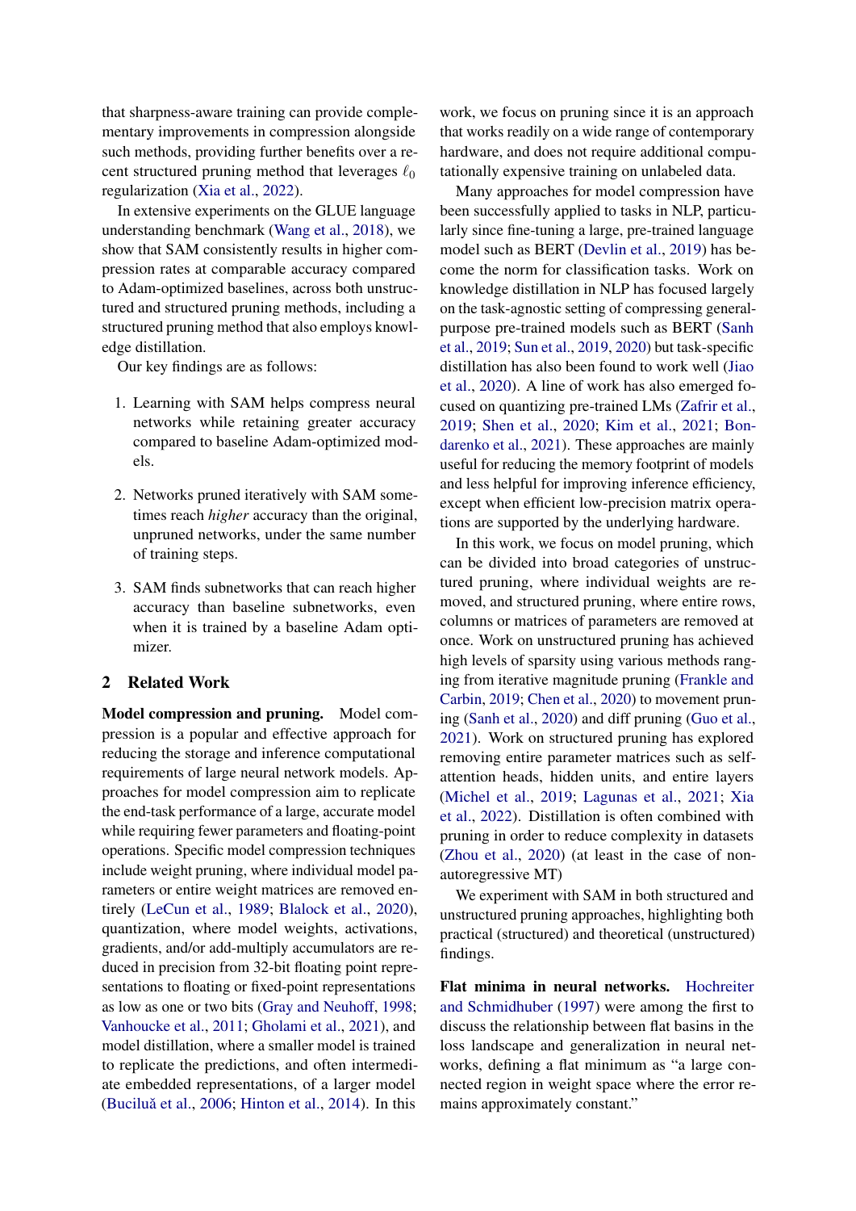that sharpness-aware training can provide complementary improvements in compression alongside such methods, providing further benefits over a recent structured pruning method that leverages $\ell_0$ regularization (Xia et al., 2022).

In extensive experiments on the GLUE language understanding benchmark (Wang et al., 2018), we show that SAM consistently results in higher compression rates at comparable accuracy compared to Adam-optimized baselines, across both unstructured and structured pruning methods, including a structured pruning method that also employs knowledge distillation.

Our key findings are as follows:

1. Learning with SAM helps compress neural networks while retaining greater accuracy compared to baseline Adam-optimized models.

2. Networks pruned iteratively with SAM sometimes reach *higher* accuracy than the original, unpruned networks, under the same number of training steps.

3. SAM finds subnetworks that can reach higher accuracy than baseline subnetworks, even when it is trained by a baseline Adam optimizer.

## 2 Related Work

**Model compression and pruning.** Model compression is a popular and effective approach for reducing the storage and inference computational requirements of large neural network models. Approaches for model compression aim to replicate the end-task performance of a large, accurate model while requiring fewer parameters and floating-point operations. Specific model compression techniques include weight pruning, where individual model parameters or entire weight matrices are removed entirely (LeCun et al., 1989; Blalock et al., 2020), quantization, where model weights, activations, gradients, and/or add-multiply accumulators are reduced in precision from 32-bit floating point representations to floating or fixed-point representations as low as one or two bits (Gray and Neuhoff, 1998; Vanhoucke et al., 2011; Gholami et al., 2021), and model distillation, where a smaller model is trained to replicate the predictions, and often intermediate embedded representations, of a larger model (Buciluă et al., 2006; Hinton et al., 2014). In this work, we focus on pruning since it is an approach that works readily on a wide range of contemporary hardware, and does not require additional computationally expensive training on unlabeled data.

Many approaches for model compression have been successfully applied to tasks in NLP, particularly since fine-tuning a large, pre-trained language model such as BERT (Devlin et al., 2019) has become the norm for classification tasks. Work on knowledge distillation in NLP has focused largely on the task-agnostic setting of compressing general-purpose pre-trained models such as BERT (Sanh et al., 2019; Sun et al., 2019, 2020) but task-specific distillation has also been found to work well (Jiao et al., 2020). A line of work has also emerged focused on quantizing pre-trained LMs (Zafrir et al., 2019; Shen et al., 2020; Kim et al., 2021; Bondarenko et al., 2021). These approaches are mainly useful for reducing the memory footprint of models and less helpful for improving inference efficiency, except when efficient low-precision matrix operations are supported by the underlying hardware.

In this work, we focus on model pruning, which can be divided into broad categories of unstructured pruning, where individual weights are removed, and structured pruning, where entire rows, columns or matrices of parameters are removed at once. Work on unstructured pruning has achieved high levels of sparsity using various methods ranging from iterative magnitude pruning (Frankle and Carbin, 2019; Chen et al., 2020) to movement pruning (Sanh et al., 2020) and diff pruning (Guo et al., 2021). Work on structured pruning has explored removing entire parameter matrices such as self-attention heads, hidden units, and entire layers (Michel et al., 2019; Lagunas et al., 2021; Xia et al., 2022). Distillation is often combined with pruning in order to reduce complexity in datasets (Zhou et al., 2020) (at least in the case of non-autoregressive MT)

We experiment with SAM in both structured and unstructured pruning approaches, highlighting both practical (structured) and theoretical (unstructured) findings.

**Flat minima in neural networks.** Hochreiter and Schmidhuber (1997) were among the first to discuss the relationship between flat basins in the loss landscape and generalization in neural networks, defining a flat minimum as "a large connected region in weight space where the error remains approximately constant."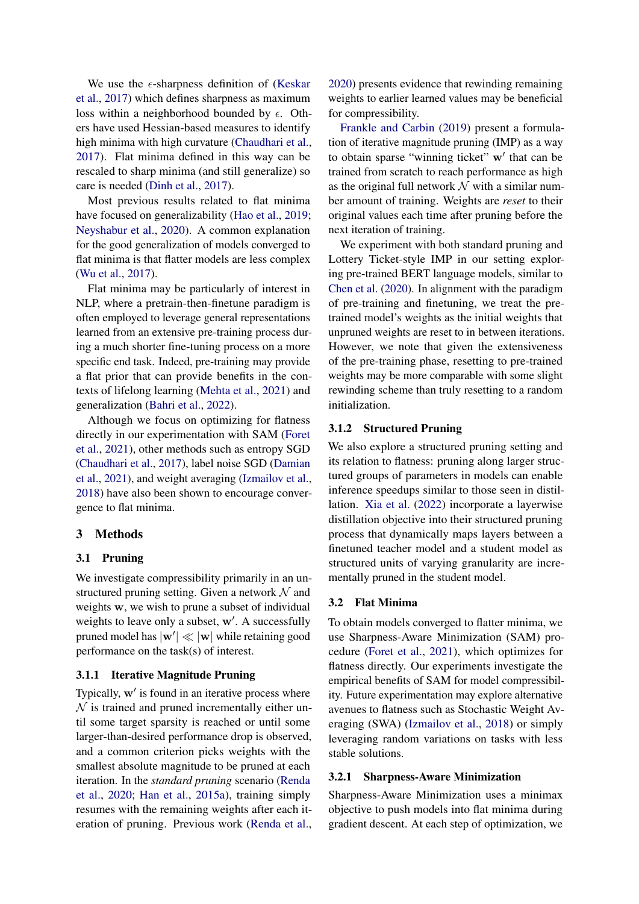We use the $\epsilon$-sharpness definition of (Keskar et al., 2017) which defines sharpness as maximum loss within a neighborhood bounded by $\epsilon$. Others have used Hessian-based measures to identify high minima with high curvature (Chaudhari et al., 2017). Flat minima defined in this way can be rescaled to sharp minima (and still generalize) so care is needed (Dinh et al., 2017).

Most previous results related to flat minima have focused on generalizability (Hao et al., 2019; Neyshabur et al., 2020). A common explanation for the good generalization of models converged to flat minima is that flatter models are less complex (Wu et al., 2017).

Flat minima may be particularly of interest in NLP, where a pretrain-then-finetune paradigm is often employed to leverage general representations learned from an extensive pre-training process during a much shorter fine-tuning process on a more specific end task. Indeed, pre-training may provide a flat prior that can provide benefits in the contexts of lifelong learning (Mehta et al., 2021) and generalization (Bahri et al., 2022).

Although we focus on optimizing for flatness directly in our experimentation with SAM (Foret et al., 2021), other methods such as entropy SGD (Chaudhari et al., 2017), label noise SGD (Damian et al., 2021), and weight averaging (Izmailov et al., 2018) have also been shown to encourage convergence to flat minima.

# 3 Methods

## 3.1 Pruning

We investigate compressibility primarily in an unstructured pruning setting. Given a network $\mathcal{N}$ and weights $\mathbf{w}$, we wish to prune a subset of individual weights to leave only a subset, $\mathbf{w}'$. A successfully pruned model has $|\mathbf{w}'| \ll |\mathbf{w}|$ while retaining good performance on the task(s) of interest.

### 3.1.1 Iterative Magnitude Pruning

Typically, $\mathbf{w}'$ is found in an iterative process where $\mathcal{N}$ is trained and pruned incrementally either until some target sparsity is reached or until some larger-than-desired performance drop is observed, and a common criterion picks weights with the smallest absolute magnitude to be pruned at each iteration. In the *standard pruning* scenario (Renda et al., 2020; Han et al., 2015a), training simply resumes with the remaining weights after each iteration of pruning. Previous work (Renda et al., 2020) presents evidence that rewinding remaining weights to earlier learned values may be beneficial for compressibility.

Frankle and Carbin (2019) present a formulation of iterative magnitude pruning (IMP) as a way to obtain sparse "winning ticket" $\mathbf{w}'$ that can be trained from scratch to reach performance as high as the original full network $\mathcal{N}$ with a similar number amount of training. Weights are *reset* to their original values each time after pruning before the next iteration of training.

We experiment with both standard pruning and Lottery Ticket-style IMP in our setting exploring pre-trained BERT language models, similar to Chen et al. (2020). In alignment with the paradigm of pre-training and finetuning, we treat the pre-trained model's weights as the initial weights that unpruned weights are reset to in between iterations. However, we note that given the extensiveness of the pre-training phase, resetting to pre-trained weights may be more comparable with some slight rewinding scheme than truly resetting to a random initialization.

### 3.1.2 Structured Pruning

We also explore a structured pruning setting and its relation to flatness: pruning along larger structured groups of parameters in models can enable inference speedups similar to those seen in distillation. Xia et al. (2022) incorporate a layerwise distillation objective into their structured pruning process that dynamically maps layers between a finetuned teacher model and a student model as structured units of varying granularity are incrementally pruned in the student model.

## 3.2 Flat Minima

To obtain models converged to flatter minima, we use Sharpness-Aware Minimization (SAM) procedure (Foret et al., 2021), which optimizes for flatness directly. Our experiments investigate the empirical benefits of SAM for model compressibility. Future experimentation may explore alternative avenues to flatness such as Stochastic Weight Averaging (SWA) (Izmailov et al., 2018) or simply leveraging random variations on tasks with less stable solutions.

### 3.2.1 Sharpness-Aware Minimization

Sharpness-Aware Minimization uses a minimax objective to push models into flat minima during gradient descent. At each step of optimization, we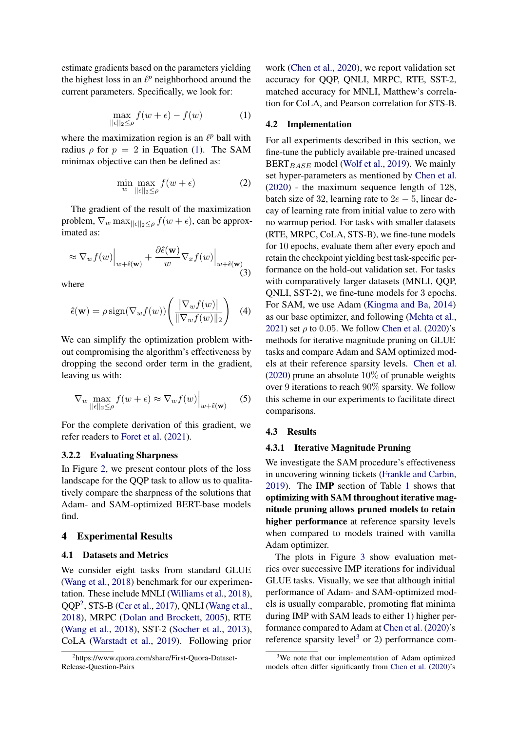estimate gradients based on the parameters yielding the highest loss in an $\ell^p$ neighborhood around the current parameters. Specifically, we look for:

$$\max_{||\epsilon||_2 \leq \rho} f(w + \epsilon) - f(w) \tag{1}$$

where the maximization region is an $\ell^p$ ball with radius $\rho$ for $p = 2$ in Equation (1). The SAM minimax objective can then be defined as:

$$\min_{w} \max_{||\epsilon||_2 \leq \rho} f(w + \epsilon) \tag{2}$$

The gradient of the result of the maximization problem, $\nabla_w \max_{||\epsilon||_2 \leq \rho} f(w + \epsilon)$, can be approximated as:

$$\approx \nabla_w f(w)\Big|_{w+\hat{\epsilon}(\mathbf{w})} + \frac{\partial \hat{\epsilon}(\mathbf{w})}{w} \nabla_x f(w)\Big|_{w+\hat{\epsilon}(\mathbf{w})} \tag{3}$$

where

$$\hat{\epsilon}(\mathbf{w}) = \rho \, \text{sign}(\nabla_w f(w)) \left( \frac{|\nabla_w f(w)|}{\|\nabla_w f(w)\|_2} \right) \tag{4}$$

We can simplify the optimization problem without compromising the algorithm's effectiveness by dropping the second order term in the gradient, leaving us with:

$$\nabla_w \max_{||\epsilon||_2 \leq \rho} f(w + \epsilon) \approx \nabla_w f(w)\Big|_{w+\hat{\epsilon}(\mathbf{w})} \tag{5}$$

For the complete derivation of this gradient, we refer readers to Foret et al. (2021).

### 3.2.2 Evaluating Sharpness

In Figure 2, we present contour plots of the loss landscape for the QQP task to allow us to qualitatively compare the sharpness of the solutions that Adam- and SAM-optimized BERT-base models find.

## 4 Experimental Results

### 4.1 Datasets and Metrics

We consider eight tasks from standard GLUE (Wang et al., 2018) benchmark for our experimentation. These include MNLI (Williams et al., 2018), QQP[2], STS-B (Cer et al., 2017), QNLI (Wang et al., 2018), MRPC (Dolan and Brockett, 2005), RTE (Wang et al., 2018), SST-2 (Socher et al., 2013), CoLA (Warstadt et al., 2019). Following prior work (Chen et al., 2020), we report validation set accuracy for QQP, QNLI, MRPC, RTE, SST-2, matched accuracy for MNLI, Matthew's correlation for CoLA, and Pearson correlation for STS-B.

### 4.2 Implementation

For all experiments described in this section, we fine-tune the publicly available pre-trained uncased BERT$_{BASE}$ model (Wolf et al., 2019). We mainly set hyper-parameters as mentioned by Chen et al. (2020) - the maximum sequence length of 128, batch size of 32, learning rate to $2e-5$, linear decay of learning rate from initial value to zero with no warmup period. For tasks with smaller datasets (RTE, MRPC, CoLA, STS-B), we fine-tune models for 10 epochs, evaluate them after every epoch and retain the checkpoint yielding best task-specific performance on the hold-out validation set. For tasks with comparatively larger datasets (MNLI, QQP, QNLI, SST-2), we fine-tune models for 3 epochs. For SAM, we use Adam (Kingma and Ba, 2014) as our base optimizer, and following (Mehta et al., 2021) set $\rho$ to 0.05. We follow Chen et al. (2020)'s methods for iterative magnitude pruning on GLUE tasks and compare Adam and SAM optimized models at their reference sparsity levels. Chen et al. (2020) prune an absolute 10% of prunable weights over 9 iterations to reach 90% sparsity. We follow this scheme in our experiments to facilitate direct comparisons.

### 4.3 Results

#### 4.3.1 Iterative Magnitude Pruning

We investigate the SAM procedure's effectiveness in uncovering winning tickets (Frankle and Carbin, 2019). The **IMP** section of Table 1 shows that **optimizing with SAM throughout iterative magnitude pruning allows pruned models to retain higher performance** at reference sparsity levels when compared to models trained with vanilla Adam optimizer.

The plots in Figure 3 show evaluation metrics over successive IMP iterations for individual GLUE tasks. Visually, we see that although initial performance of Adam- and SAM-optimized models is usually comparable, promoting flat minima during IMP with SAM leads to either 1) higher performance compared to Adam at Chen et al. (2020)'s reference sparsity level[3] or 2) performance com-

[2] https://www.quora.com/share/First-Quora-Dataset-Release-Question-Pairs

[3] We note that our implementation of Adam optimized models often differ significantly from Chen et al. (2020)'s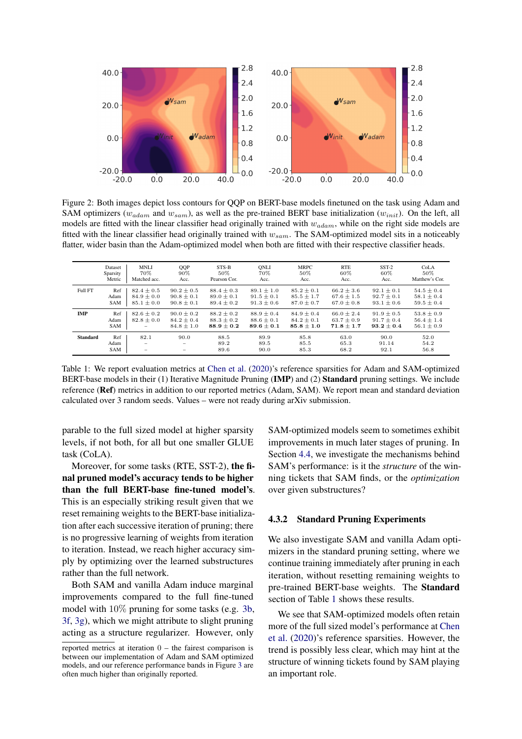Figure 2: Both images depict loss contours for QQP on BERT-base models finetuned on the task using Adam and SAM optimizers ($w_{adam}$ and $w_{sam}$), as well as the pre-trained BERT base initialization ($w_{init}$). On the left, all models are fitted with the linear classifier head originally trained with $w_{adam}$, while on the right side models are fitted with the linear classifier head originally trained with $w_{sam}$. The SAM-optimized model sits in a noticeably flatter, wider basin than the Adam-optimized model when both are fitted with their respective classifier heads.

| | Dataset<br>Sparsity<br>Metric | MNLI<br>70%<br>Matched acc. | QQP<br>90%<br>Acc. | STS-B<br>50%<br>Pearson Cor. | QNLI<br>70%<br>Acc. | MRPC<br>50%<br>Acc. | RTE<br>60%<br>Acc. | SST-2<br>60%<br>Acc. | CoLA<br>50%<br>Matthew's Cor. |
|---|---|---|---|---|---|---|---|---|---|
| Full FT | Ref | $82.4 \pm 0.5$ | $90.2 \pm 0.5$ | $88.4 \pm 0.3$ | $89.1 \pm 1.0$ | $85.2 \pm 0.1$ | $66.2 \pm 3.6$ | $92.1 \pm 0.1$ | $54.5 \pm 0.4$ |
| | Adam | $84.9 \pm 0.0$ | $90.8 \pm 0.1$ | $89.0 \pm 0.1$ | $91.5 \pm 0.1$ | $85.5 \pm 1.7$ | $67.6 \pm 1.5$ | $92.7 \pm 0.1$ | $58.1 \pm 0.4$ |
| | SAM | $85.1 \pm 0.0$ | $90.8 \pm 0.1$ | $89.4 \pm 0.2$ | $91.3 \pm 0.6$ | $87.0 \pm 0.7$ | $67.0 \pm 0.8$ | $93.1 \pm 0.6$ | $59.5 \pm 0.4$ |
| **IMP** | Ref | $82.6 \pm 0.2$ | $90.0 \pm 0.2$ | $88.2 \pm 0.2$ | $88.9 \pm 0.4$ | $84.9 \pm 0.4$ | $66.0 \pm 2.4$ | $91.9 \pm 0.5$ | $53.8 \pm 0.9$ |
| | Adam | $82.8 \pm 0.0$ | $84.2 \pm 0.4$ | $88.3 \pm 0.2$ | $88.6 \pm 0.1$ | $84.2 \pm 0.1$ | $63.7 \pm 0.9$ | $91.7 \pm 0.4$ | $56.4 \pm 1.4$ |
| | SAM | – | $84.8 \pm 1.0$ | $\mathbf{88.9 \pm 0.2}$ | $\mathbf{89.6 \pm 0.1}$ | $\mathbf{85.8 \pm 1.0}$ | $\mathbf{71.8 \pm 1.7}$ | $\mathbf{93.2 \pm 0.4}$ | $56.1 \pm 0.9$ |
| **Standard** | Ref | 82.1 | 90.0 | 88.5 | 89.9 | 85.8 | 63.0 | 90.0 | 52.0 |
| | Adam | – | – | 89.2 | 89.5 | 85.5 | 65.3 | 91.14 | 54.2 |
| | SAM | – | – | 89.6 | 90.0 | 85.3 | 68.2 | 92.1 | 56.8 |

Table 1: We report evaluation metrics at Chen et al. (2020)'s reference sparsities for Adam and SAM-optimized BERT-base models in their (1) Iterative Magnitude Pruning (**IMP**) and (2) **Standard** pruning settings. We include reference (**Ref**) metrics in addition to our reported metrics (Adam, SAM). We report mean and standard deviation calculated over 3 random seeds. Values – were not ready during arXiv submission.

parable to the full sized model at higher sparsity levels, if not both, for all but one smaller GLUE task (CoLA).

Moreover, for some tasks (RTE, SST-2), **the final pruned model's accuracy tends to be higher than the full BERT-base fine-tuned model's**. This is an especially striking result given that we reset remaining weights to the BERT-base initialization after each successive iteration of pruning; there is no progressive learning of weights from iteration to iteration. Instead, we reach higher accuracy simply by optimizing over the learned substructures rather than the full network.

Both SAM and vanilla Adam induce marginal improvements compared to the full fine-tuned model with 10% pruning for some tasks (e.g. 3b, 3f, 3g), which we might attribute to slight pruning acting as a structure regularizer. However, only SAM-optimized models seem to sometimes exhibit improvements in much later stages of pruning. In Section 4.4, we investigate the mechanisms behind SAM's performance: is it the *structure* of the winning tickets that SAM finds, or the *optimization* over given substructures?

### 4.3.2 Standard Pruning Experiments

We also investigate SAM and vanilla Adam optimizers in the standard pruning setting, where we continue training immediately after pruning in each iteration, without resetting remaining weights to pre-trained BERT-base weights. The **Standard** section of Table 1 shows these results.

We see that SAM-optimized models often retain more of the full sized model's performance at Chen et al. (2020)'s reference sparsities. However, the trend is possibly less clear, which may hint at the structure of winning tickets found by SAM playing an important role.

reported metrics at iteration 0 – the fairest comparison is between our implementation of Adam and SAM optimized models, and our reference performance bands in Figure 3 are often much higher than originally reported.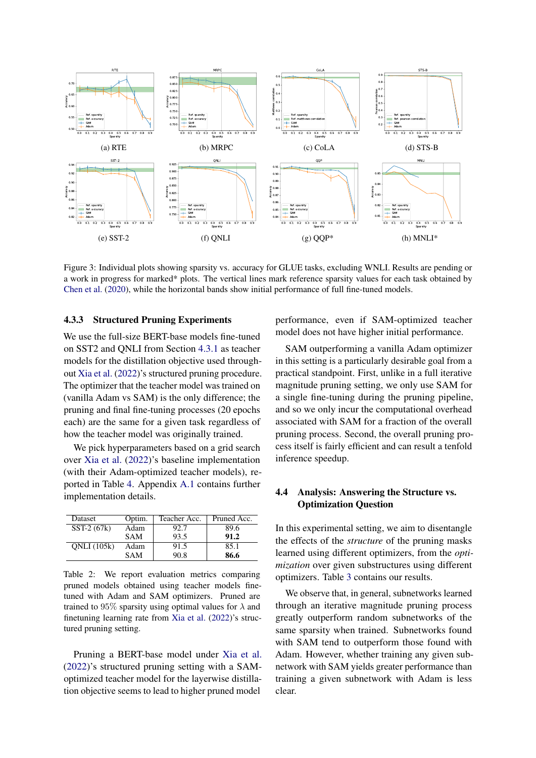(a) RTE

(b) MRPC

(c) CoLA

(d) STS-B

(e) SST-2

(f) QNLI

(g) QQP*

(h) MNLI*

Figure 3: Individual plots showing sparsity vs. accuracy for GLUE tasks, excluding WNLI. Results are pending or a work in progress for marked* plots. The vertical lines mark reference sparsity values for each task obtained by Chen et al. (2020), while the horizontal bands show initial performance of full fine-tuned models.

### 4.3.3 Structured Pruning Experiments

We use the full-size BERT-base models fine-tuned on SST2 and QNLI from Section 4.3.1 as teacher models for the distillation objective used throughout Xia et al. (2022)'s structured pruning procedure. The optimizer that the teacher model was trained on (vanilla Adam vs SAM) is the only difference; the pruning and final fine-tuning processes (20 epochs each) are the same for a given task regardless of how the teacher model was originally trained.

We pick hyperparameters based on a grid search over Xia et al. (2022)'s baseline implementation (with their Adam-optimized teacher models), reported in Table 4. Appendix A.1 contains further implementation details.

| Dataset | Optim. | Teacher Acc. | Pruned Acc. |
|---|---|---|---|
| SST-2 (67k) | Adam | 92.7 | 89.6 |
| | SAM | 93.5 | **91.2** |
| QNLI (105k) | Adam | 91.5 | 85.1 |
| | SAM | 90.8 | **86.6** |

Table 2: We report evaluation metrics comparing pruned models obtained using teacher models fine-tuned with Adam and SAM optimizers. Pruned are trained to 95% sparsity using optimal values for $\lambda$ and finetuning learning rate from Xia et al. (2022)'s structured pruning setting.

Pruning a BERT-base model under Xia et al. (2022)'s structured pruning setting with a SAM-optimized teacher model for the layerwise distillation objective seems to lead to higher pruned model performance, even if SAM-optimized teacher model does not have higher initial performance.

SAM outperforming a vanilla Adam optimizer in this setting is a particularly desirable goal from a practical standpoint. First, unlike in a full iterative magnitude pruning setting, we only use SAM for a single fine-tuning during the pruning pipeline, and so we only incur the computational overhead associated with SAM for a fraction of the overall pruning process. Second, the overall pruning process itself is fairly efficient and can result a tenfold inference speedup.

## 4.4 Analysis: Answering the Structure vs. Optimization Question

In this experimental setting, we aim to disentangle the effects of the *structure* of the pruning masks learned using different optimizers, from the *optimization* over given substructures using different optimizers. Table 3 contains our results.

We observe that, in general, subnetworks learned through an iterative magnitude pruning process greatly outperform random subnetworks of the same sparsity when trained. Subnetworks found with SAM tend to outperform those found with Adam. However, whether training any given subnetwork with SAM yields greater performance than training a given subnetwork with Adam is less clear.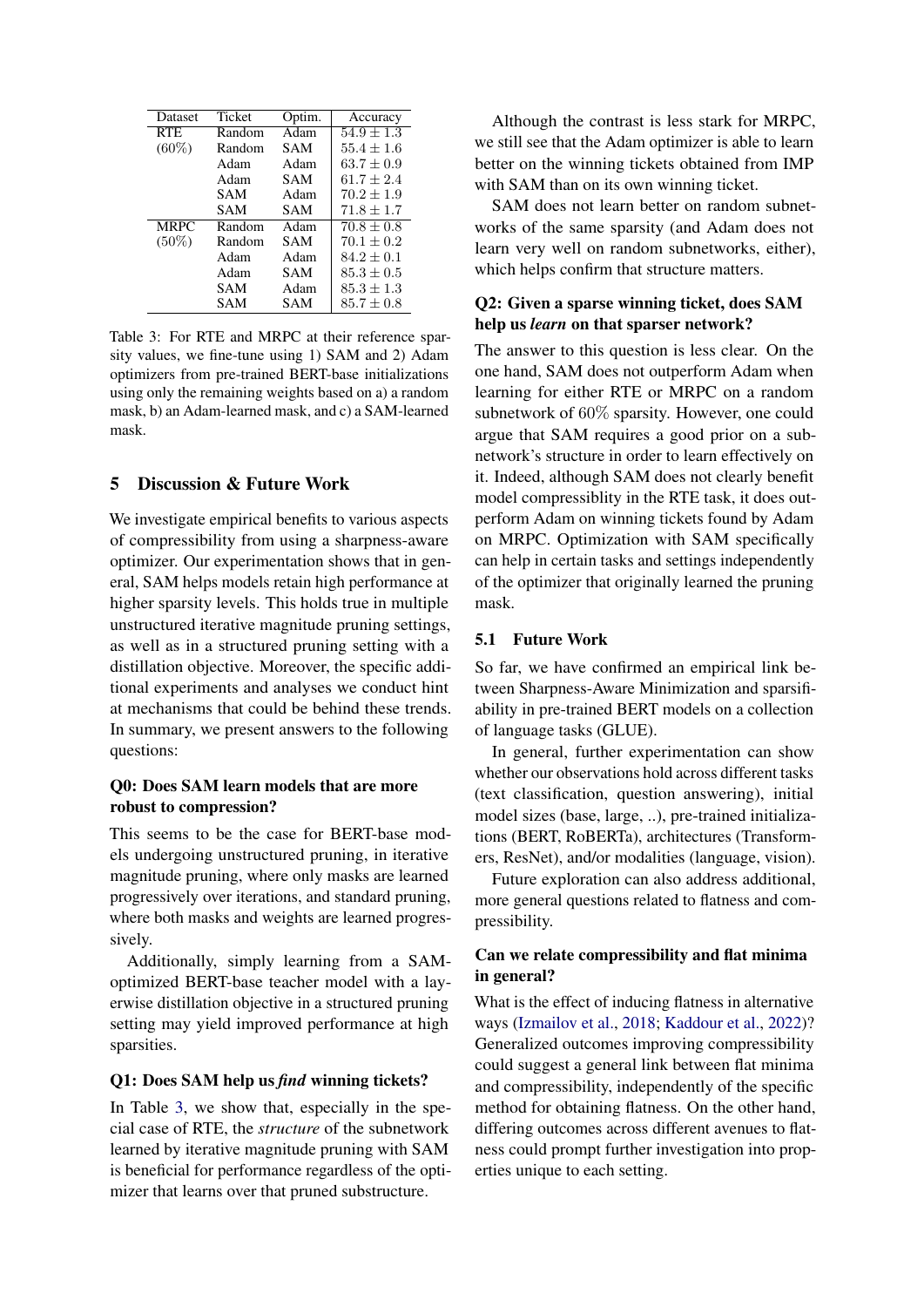| Dataset | Ticket | Optim. | Accuracy |
|---|---|---|---|
| RTE | Random | Adam | $54.9 \pm 1.3$ |
| (60%) | Random | SAM | $55.4 \pm 1.6$ |
| | Adam | Adam | $63.7 \pm 0.9$ |
| | Adam | SAM | $61.7 \pm 2.4$ |
| | SAM | Adam | $70.2 \pm 1.9$ |
| | SAM | SAM | $71.8 \pm 1.7$ |
| MRPC | Random | Adam | $70.8 \pm 0.8$ |
| (50%) | Random | SAM | $70.1 \pm 0.2$ |
| | Adam | Adam | $84.2 \pm 0.1$ |
| | Adam | SAM | $85.3 \pm 0.5$ |
| | SAM | Adam | $85.3 \pm 1.3$ |
| | SAM | SAM | $85.7 \pm 0.8$ |

Table 3: For RTE and MRPC at their reference sparsity values, we fine-tune using 1) SAM and 2) Adam optimizers from pre-trained BERT-base initializations using only the remaining weights based on a) a random mask, b) an Adam-learned mask, and c) a SAM-learned mask.

## 5 Discussion & Future Work

We investigate empirical benefits to various aspects of compressibility from using a sharpness-aware optimizer. Our experimentation shows that in general, SAM helps models retain high performance at higher sparsity levels. This holds true in multiple unstructured iterative magnitude pruning settings, as well as in a structured pruning setting with a distillation objective. Moreover, the specific additional experiments and analyses we conduct hint at mechanisms that could be behind these trends. In summary, we present answers to the following questions:

**Q0: Does SAM learn models that are more robust to compression?**

This seems to be the case for BERT-base models undergoing unstructured pruning, in iterative magnitude pruning, where only masks are learned progressively over iterations, and standard pruning, where both masks and weights are learned progressively.

Additionally, simply learning from a SAM-optimized BERT-base teacher model with a layerwise distillation objective in a structured pruning setting may yield improved performance at high sparsities.

**Q1: Does SAM help us *find* winning tickets?**

In Table 3, we show that, especially in the special case of RTE, the *structure* of the subnetwork learned by iterative magnitude pruning with SAM is beneficial for performance regardless of the optimizer that learns over that pruned substructure.

Although the contrast is less stark for MRPC, we still see that the Adam optimizer is able to learn better on the winning tickets obtained from IMP with SAM than on its own winning ticket.

SAM does not learn better on random subnetworks of the same sparsity (and Adam does not learn very well on random subnetworks, either), which helps confirm that structure matters.

**Q2: Given a sparse winning ticket, does SAM help us *learn* on that sparser network?**

The answer to this question is less clear. On the one hand, SAM does not outperform Adam when learning for either RTE or MRPC on a random subnetwork of 60% sparsity. However, one could argue that SAM requires a good prior on a subnetwork's structure in order to learn effectively on it. Indeed, although SAM does not clearly benefit model compressiblity in the RTE task, it does outperform Adam on winning tickets found by Adam on MRPC. Optimization with SAM specifically can help in certain tasks and settings independently of the optimizer that originally learned the pruning mask.

### 5.1 Future Work

So far, we have confirmed an empirical link between Sharpness-Aware Minimization and sparsifiability in pre-trained BERT models on a collection of language tasks (GLUE).

In general, further experimentation can show whether our observations hold across different tasks (text classification, question answering), initial model sizes (base, large, ..), pre-trained initializations (BERT, RoBERTa), architectures (Transformers, ResNet), and/or modalities (language, vision).

Future exploration can also address additional, more general questions related to flatness and compressibility.

**Can we relate compressibility and flat minima in general?**

What is the effect of inducing flatness in alternative ways (Izmailov et al., 2018; Kaddour et al., 2022)? Generalized outcomes improving compressibility could suggest a general link between flat minima and compressibility, independently of the specific method for obtaining flatness. On the other hand, differing outcomes across different avenues to flatness could prompt further investigation into properties unique to each setting.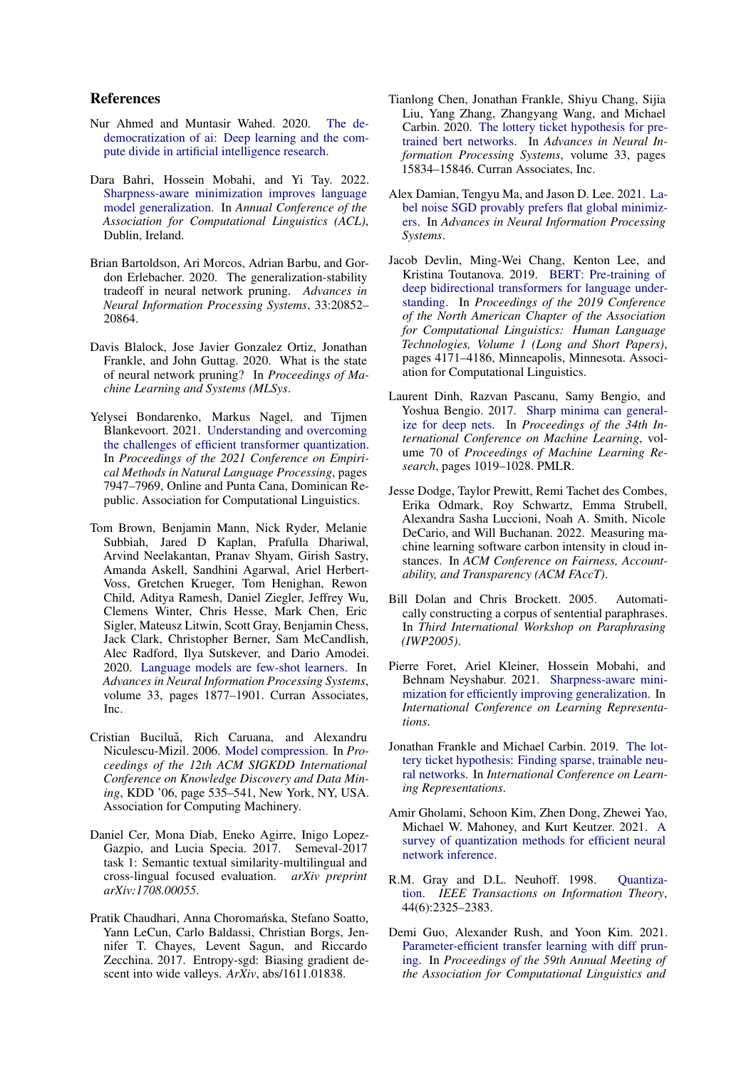## References

Nur Ahmed and Muntasir Wahed. 2020. The de-democratization of ai: Deep learning and the compute divide in artificial intelligence research.

Dara Bahri, Hossein Mobahi, and Yi Tay. 2022. Sharpness-aware minimization improves language model generalization. In *Annual Conference of the Association for Computational Linguistics (ACL)*, Dublin, Ireland.

Brian Bartoldson, Ari Morcos, Adrian Barbu, and Gordon Erlebacher. 2020. The generalization-stability tradeoff in neural network pruning. *Advances in Neural Information Processing Systems*, 33:20852–20864.

Davis Blalock, Jose Javier Gonzalez Ortiz, Jonathan Frankle, and John Guttag. 2020. What is the state of neural network pruning? In *Proceedings of Machine Learning and Systems (MLSys*.

Yelysei Bondarenko, Markus Nagel, and Tijmen Blankevoort. 2021. Understanding and overcoming the challenges of efficient transformer quantization. In *Proceedings of the 2021 Conference on Empirical Methods in Natural Language Processing*, pages 7947–7969, Online and Punta Cana, Dominican Republic. Association for Computational Linguistics.

Tom Brown, Benjamin Mann, Nick Ryder, Melanie Subbiah, Jared D Kaplan, Prafulla Dhariwal, Arvind Neelakantan, Pranav Shyam, Girish Sastry, Amanda Askell, Sandhini Agarwal, Ariel Herbert-Voss, Gretchen Krueger, Tom Henighan, Rewon Child, Aditya Ramesh, Daniel Ziegler, Jeffrey Wu, Clemens Winter, Chris Hesse, Mark Chen, Eric Sigler, Mateusz Litwin, Scott Gray, Benjamin Chess, Jack Clark, Christopher Berner, Sam McCandlish, Alec Radford, Ilya Sutskever, and Dario Amodei. 2020. Language models are few-shot learners. In *Advances in Neural Information Processing Systems*, volume 33, pages 1877–1901. Curran Associates, Inc.

Cristian Buciluă, Rich Caruana, and Alexandru Niculescu-Mizil. 2006. Model compression. In *Proceedings of the 12th ACM SIGKDD International Conference on Knowledge Discovery and Data Mining*, KDD '06, page 535–541, New York, NY, USA. Association for Computing Machinery.

Daniel Cer, Mona Diab, Eneko Agirre, Inigo Lopez-Gazpio, and Lucia Specia. 2017. Semeval-2017 task 1: Semantic textual similarity-multilingual and cross-lingual focused evaluation. *arXiv preprint arXiv:1708.00055*.

Pratik Chaudhari, Anna Choromańska, Stefano Soatto, Yann LeCun, Carlo Baldassi, Christian Borgs, Jennifer T. Chayes, Levent Sagun, and Riccardo Zecchina. 2017. Entropy-sgd: Biasing gradient descent into wide valleys. *ArXiv*, abs/1611.01838.

Tianlong Chen, Jonathan Frankle, Shiyu Chang, Sijia Liu, Yang Zhang, Zhangyang Wang, and Michael Carbin. 2020. The lottery ticket hypothesis for pre-trained bert networks. In *Advances in Neural Information Processing Systems*, volume 33, pages 15834–15846. Curran Associates, Inc.

Alex Damian, Tengyu Ma, and Jason D. Lee. 2021. Label noise SGD provably prefers flat global minimizers. In *Advances in Neural Information Processing Systems*.

Jacob Devlin, Ming-Wei Chang, Kenton Lee, and Kristina Toutanova. 2019. BERT: Pre-training of deep bidirectional transformers for language understanding. In *Proceedings of the 2019 Conference of the North American Chapter of the Association for Computational Linguistics: Human Language Technologies, Volume 1 (Long and Short Papers)*, pages 4171–4186, Minneapolis, Minnesota. Association for Computational Linguistics.

Laurent Dinh, Razvan Pascanu, Samy Bengio, and Yoshua Bengio. 2017. Sharp minima can generalize for deep nets. In *Proceedings of the 34th International Conference on Machine Learning*, volume 70 of *Proceedings of Machine Learning Research*, pages 1019–1028. PMLR.

Jesse Dodge, Taylor Prewitt, Remi Tachet des Combes, Erika Odmark, Roy Schwartz, Emma Strubell, Alexandra Sasha Luccioni, Noah A. Smith, Nicole DeCario, and Will Buchanan. 2022. Measuring machine learning software carbon intensity in cloud instances. In *ACM Conference on Fairness, Accountability, and Transparency (ACM FAccT)*.

Bill Dolan and Chris Brockett. 2005. Automatically constructing a corpus of sentential paraphrases. In *Third International Workshop on Paraphrasing (IWP2005)*.

Pierre Foret, Ariel Kleiner, Hossein Mobahi, and Behnam Neyshabur. 2021. Sharpness-aware minimization for efficiently improving generalization. In *International Conference on Learning Representations*.

Jonathan Frankle and Michael Carbin. 2019. The lottery ticket hypothesis: Finding sparse, trainable neural networks. In *International Conference on Learning Representations*.

Amir Gholami, Sehoon Kim, Zhen Dong, Zhewei Yao, Michael W. Mahoney, and Kurt Keutzer. 2021. A survey of quantization methods for efficient neural network inference.

R.M. Gray and D.L. Neuhoff. 1998. Quantization. *IEEE Transactions on Information Theory*, 44(6):2325–2383.

Demi Guo, Alexander Rush, and Yoon Kim. 2021. Parameter-efficient transfer learning with diff pruning. In *Proceedings of the 59th Annual Meeting of the Association for Computational Linguistics and*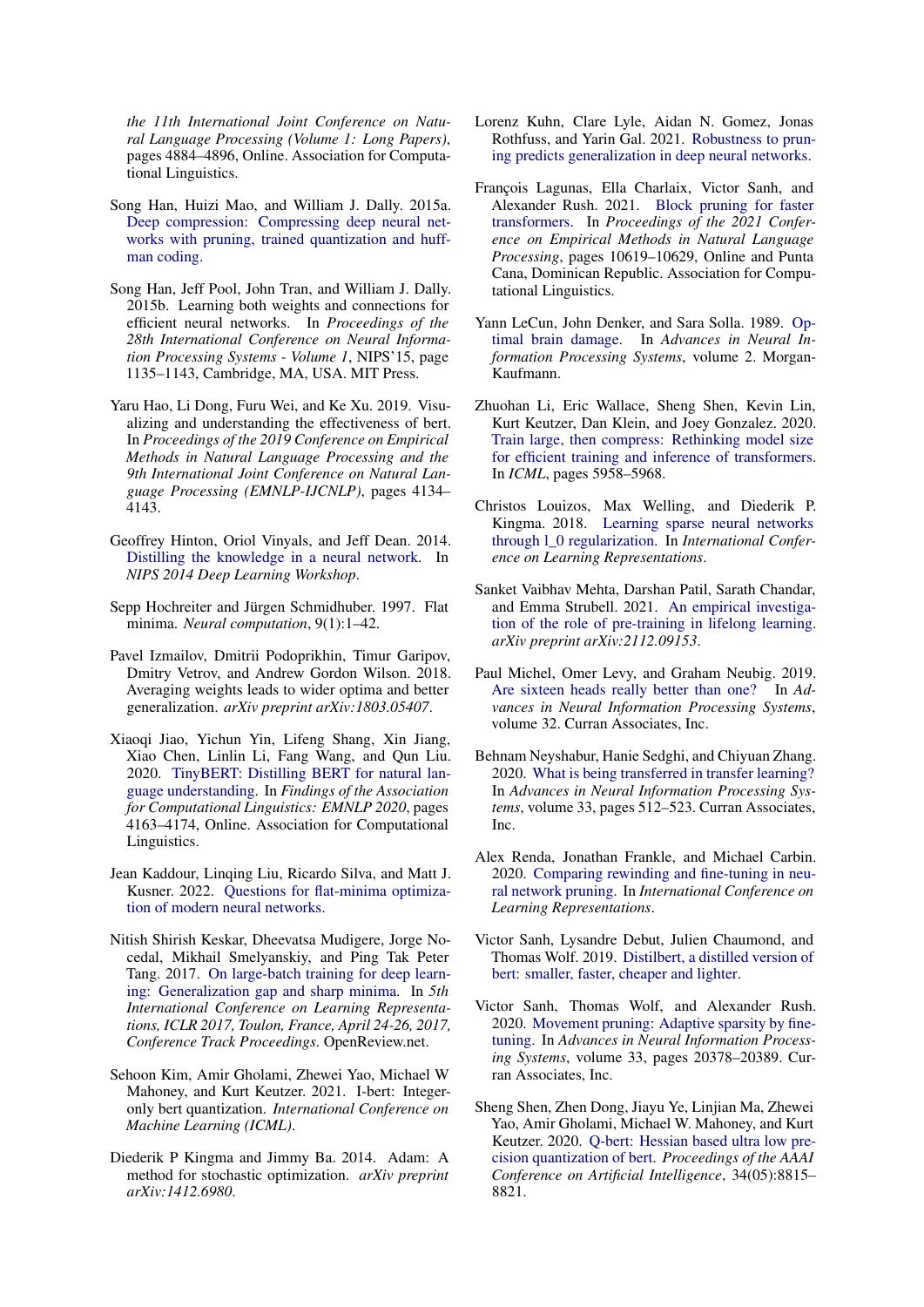the 11th International Joint Conference on Natural Language Processing (Volume 1: Long Papers), pages 4884–4896, Online. Association for Computational Linguistics.

Song Han, Huizi Mao, and William J. Dally. 2015a. Deep compression: Compressing deep neural networks with pruning, trained quantization and huffman coding.

Song Han, Jeff Pool, John Tran, and William J. Dally. 2015b. Learning both weights and connections for efficient neural networks. In *Proceedings of the 28th International Conference on Neural Information Processing Systems - Volume 1*, NIPS'15, page 1135–1143, Cambridge, MA, USA. MIT Press.

Yaru Hao, Li Dong, Furu Wei, and Ke Xu. 2019. Visualizing and understanding the effectiveness of bert. In *Proceedings of the 2019 Conference on Empirical Methods in Natural Language Processing and the 9th International Joint Conference on Natural Language Processing (EMNLP-IJCNLP)*, pages 4134–4143.

Geoffrey Hinton, Oriol Vinyals, and Jeff Dean. 2014. Distilling the knowledge in a neural network. In *NIPS 2014 Deep Learning Workshop*.

Sepp Hochreiter and Jürgen Schmidhuber. 1997. Flat minima. *Neural computation*, 9(1):1–42.

Pavel Izmailov, Dmitrii Podoprikhin, Timur Garipov, Dmitry Vetrov, and Andrew Gordon Wilson. 2018. Averaging weights leads to wider optima and better generalization. *arXiv preprint arXiv:1803.05407*.

Xiaoqi Jiao, Yichun Yin, Lifeng Shang, Xin Jiang, Xiao Chen, Linlin Li, Fang Wang, and Qun Liu. 2020. TinyBERT: Distilling BERT for natural language understanding. In *Findings of the Association for Computational Linguistics: EMNLP 2020*, pages 4163–4174, Online. Association for Computational Linguistics.

Jean Kaddour, Linqing Liu, Ricardo Silva, and Matt J. Kusner. 2022. Questions for flat-minima optimization of modern neural networks.

Nitish Shirish Keskar, Dheevatsa Mudigere, Jorge Nocedal, Mikhail Smelyanskiy, and Ping Tak Peter Tang. 2017. On large-batch training for deep learning: Generalization gap and sharp minima. In *5th International Conference on Learning Representations, ICLR 2017, Toulon, France, April 24-26, 2017, Conference Track Proceedings*. OpenReview.net.

Sehoon Kim, Amir Gholami, Zhewei Yao, Michael W Mahoney, and Kurt Keutzer. 2021. I-bert: Integer-only bert quantization. *International Conference on Machine Learning (ICML)*.

Diederik P Kingma and Jimmy Ba. 2014. Adam: A method for stochastic optimization. *arXiv preprint arXiv:1412.6980*.

Lorenz Kuhn, Clare Lyle, Aidan N. Gomez, Jonas Rothfuss, and Yarin Gal. 2021. Robustness to pruning predicts generalization in deep neural networks.

François Lagunas, Ella Charlaix, Victor Sanh, and Alexander Rush. 2021. Block pruning for faster transformers. In *Proceedings of the 2021 Conference on Empirical Methods in Natural Language Processing*, pages 10619–10629, Online and Punta Cana, Dominican Republic. Association for Computational Linguistics.

Yann LeCun, John Denker, and Sara Solla. 1989. Optimal brain damage. In *Advances in Neural Information Processing Systems*, volume 2. Morgan-Kaufmann.

Zhuohan Li, Eric Wallace, Sheng Shen, Kevin Lin, Kurt Keutzer, Dan Klein, and Joey Gonzalez. 2020. Train large, then compress: Rethinking model size for efficient training and inference of transformers. In *ICML*, pages 5958–5968.

Christos Louizos, Max Welling, and Diederik P. Kingma. 2018. Learning sparse neural networks through l_0 regularization. In *International Conference on Learning Representations*.

Sanket Vaibhav Mehta, Darshan Patil, Sarath Chandar, and Emma Strubell. 2021. An empirical investigation of the role of pre-training in lifelong learning. *arXiv preprint arXiv:2112.09153*.

Paul Michel, Omer Levy, and Graham Neubig. 2019. Are sixteen heads really better than one? In *Advances in Neural Information Processing Systems*, volume 32. Curran Associates, Inc.

Behnam Neyshabur, Hanie Sedghi, and Chiyuan Zhang. 2020. What is being transferred in transfer learning? In *Advances in Neural Information Processing Systems*, volume 33, pages 512–523. Curran Associates, Inc.

Alex Renda, Jonathan Frankle, and Michael Carbin. 2020. Comparing rewinding and fine-tuning in neural network pruning. In *International Conference on Learning Representations*.

Victor Sanh, Lysandre Debut, Julien Chaumond, and Thomas Wolf. 2019. Distilbert, a distilled version of bert: smaller, faster, cheaper and lighter.

Victor Sanh, Thomas Wolf, and Alexander Rush. 2020. Movement pruning: Adaptive sparsity by fine-tuning. In *Advances in Neural Information Processing Systems*, volume 33, pages 20378–20389. Curran Associates, Inc.

Sheng Shen, Zhen Dong, Jiayu Ye, Linjian Ma, Zhewei Yao, Amir Gholami, Michael W. Mahoney, and Kurt Keutzer. 2020. Q-bert: Hessian based ultra low precision quantization of bert. *Proceedings of the AAAI Conference on Artificial Intelligence*, 34(05):8815–8821.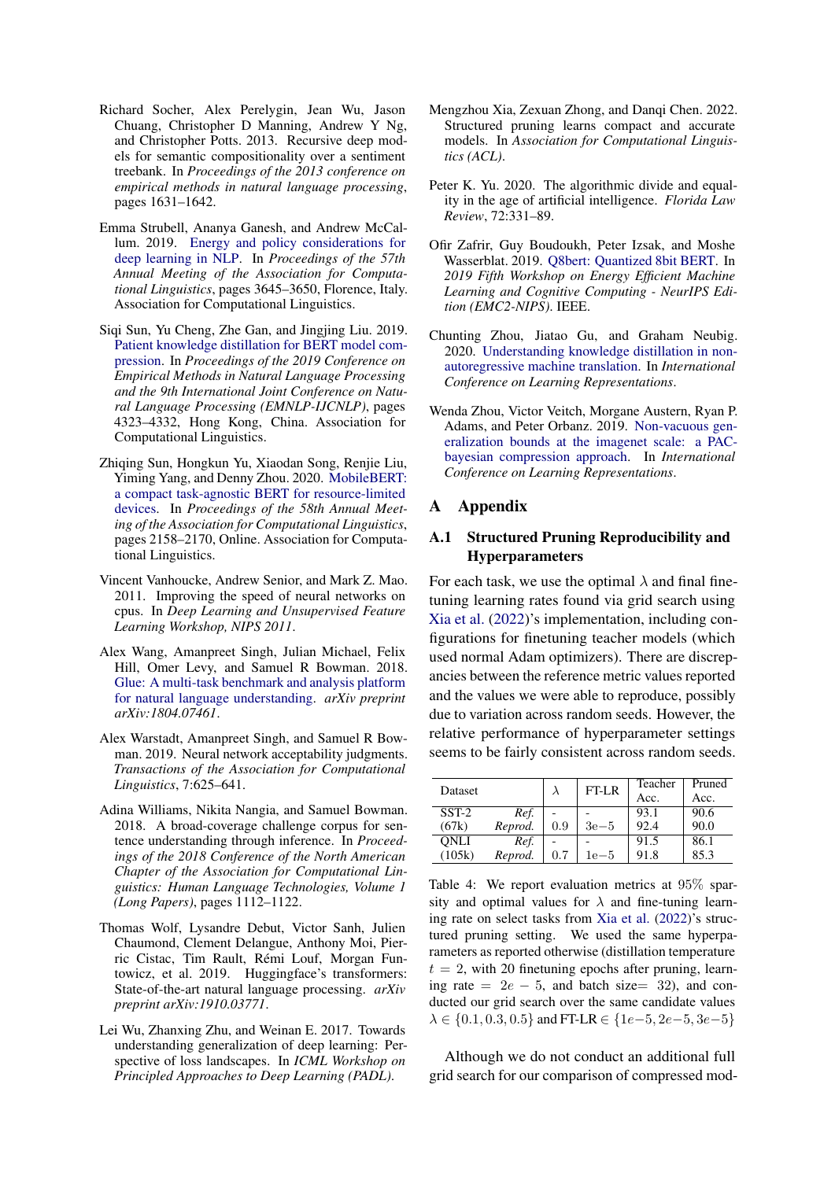Richard Socher, Alex Perelygin, Jean Wu, Jason Chuang, Christopher D Manning, Andrew Y Ng, and Christopher Potts. 2013. Recursive deep models for semantic compositionality over a sentiment treebank. In *Proceedings of the 2013 conference on empirical methods in natural language processing*, pages 1631–1642.

Emma Strubell, Ananya Ganesh, and Andrew McCallum. 2019. Energy and policy considerations for deep learning in NLP. In *Proceedings of the 57th Annual Meeting of the Association for Computational Linguistics*, pages 3645–3650, Florence, Italy. Association for Computational Linguistics.

Siqi Sun, Yu Cheng, Zhe Gan, and Jingjing Liu. 2019. Patient knowledge distillation for BERT model compression. In *Proceedings of the 2019 Conference on Empirical Methods in Natural Language Processing and the 9th International Joint Conference on Natural Language Processing (EMNLP-IJCNLP)*, pages 4323–4332, Hong Kong, China. Association for Computational Linguistics.

Zhiqing Sun, Hongkun Yu, Xiaodan Song, Renjie Liu, Yiming Yang, and Denny Zhou. 2020. MobileBERT: a compact task-agnostic BERT for resource-limited devices. In *Proceedings of the 58th Annual Meeting of the Association for Computational Linguistics*, pages 2158–2170, Online. Association for Computational Linguistics.

Vincent Vanhoucke, Andrew Senior, and Mark Z. Mao. 2011. Improving the speed of neural networks on cpus. In *Deep Learning and Unsupervised Feature Learning Workshop, NIPS 2011*.

Alex Wang, Amanpreet Singh, Julian Michael, Felix Hill, Omer Levy, and Samuel R Bowman. 2018. Glue: A multi-task benchmark and analysis platform for natural language understanding. *arXiv preprint arXiv:1804.07461*.

Alex Warstadt, Amanpreet Singh, and Samuel R Bowman. 2019. Neural network acceptability judgments. *Transactions of the Association for Computational Linguistics*, 7:625–641.

Adina Williams, Nikita Nangia, and Samuel Bowman. 2018. A broad-coverage challenge corpus for sentence understanding through inference. In *Proceedings of the 2018 Conference of the North American Chapter of the Association for Computational Linguistics: Human Language Technologies, Volume 1 (Long Papers)*, pages 1112–1122.

Thomas Wolf, Lysandre Debut, Victor Sanh, Julien Chaumond, Clement Delangue, Anthony Moi, Pierric Cistac, Tim Rault, Rémi Louf, Morgan Funtowicz, et al. 2019. Huggingface's transformers: State-of-the-art natural language processing. *arXiv preprint arXiv:1910.03771*.

Lei Wu, Zhanxing Zhu, and Weinan E. 2017. Towards understanding generalization of deep learning: Perspective of loss landscapes. In *ICML Workshop on Principled Approaches to Deep Learning (PADL)*.

Mengzhou Xia, Zexuan Zhong, and Danqi Chen. 2022. Structured pruning learns compact and accurate models. In *Association for Computational Linguistics (ACL)*.

Peter K. Yu. 2020. The algorithmic divide and equality in the age of artificial intelligence. *Florida Law Review*, 72:331–89.

Ofir Zafrir, Guy Boudoukh, Peter Izsak, and Moshe Wasserblat. 2019. Q8bert: Quantized 8bit BERT. In *2019 Fifth Workshop on Energy Efficient Machine Learning and Cognitive Computing - NeurIPS Edition (EMC2-NIPS)*. IEEE.

Chunting Zhou, Jiatao Gu, and Graham Neubig. 2020. Understanding knowledge distillation in non-autoregressive machine translation. In *International Conference on Learning Representations*.

Wenda Zhou, Victor Veitch, Morgane Austern, Ryan P. Adams, and Peter Orbanz. 2019. Non-vacuous generalization bounds at the imagenet scale: a PAC-bayesian compression approach. In *International Conference on Learning Representations*.

# A Appendix

## A.1 Structured Pruning Reproducibility and Hyperparameters

For each task, we use the optimal $\lambda$ and final fine-tuning learning rates found via grid search using Xia et al. (2022)'s implementation, including configurations for finetuning teacher models (which used normal Adam optimizers). There are discrepancies between the reference metric values reported and the values we were able to reproduce, possibly due to variation across random seeds. However, the relative performance of hyperparameter settings seems to be fairly consistent across random seeds.

| Dataset | | $\lambda$ | FT-LR | Teacher Acc. | Pruned Acc. |
|---|---|---|---|---|---|
| SST-2 | *Ref.* | - | - | 93.1 | 90.6 |
| (67k) | *Reprod.* | 0.9 | $3e{-}5$ | 92.4 | 90.0 |
| QNLI | *Ref.* | - | - | 91.5 | 86.1 |
| (105k) | *Reprod.* | 0.7 | $1e{-}5$ | 91.8 | 85.3 |

Table 4: We report evaluation metrics at 95% sparsity and optimal values for $\lambda$ and fine-tuning learning rate on select tasks from Xia et al. (2022)'s structured pruning setting. We used the same hyperparameters as reported otherwise (distillation temperature $t = 2$, with 20 finetuning epochs after pruning, learning rate $= 2e-5$, and batch size$=$ 32), and conducted our grid search over the same candidate values $\lambda \in \{0.1, 0.3, 0.5\}$ and FT-LR $\in \{1e{-}5, 2e{-}5, 3e{-}5\}$

Although we do not conduct an additional full grid search for our comparison of compressed mod-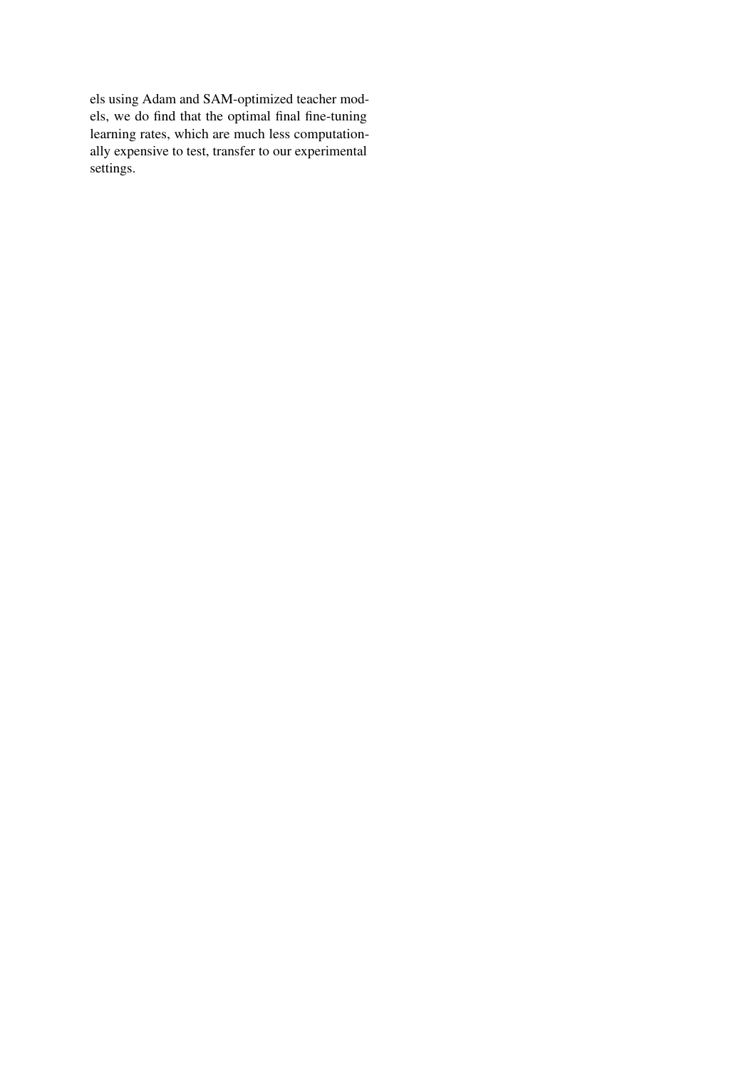els using Adam and SAM-optimized teacher models, we do find that the optimal final fine-tuning learning rates, which are much less computationally expensive to test, transfer to our experimental settings.